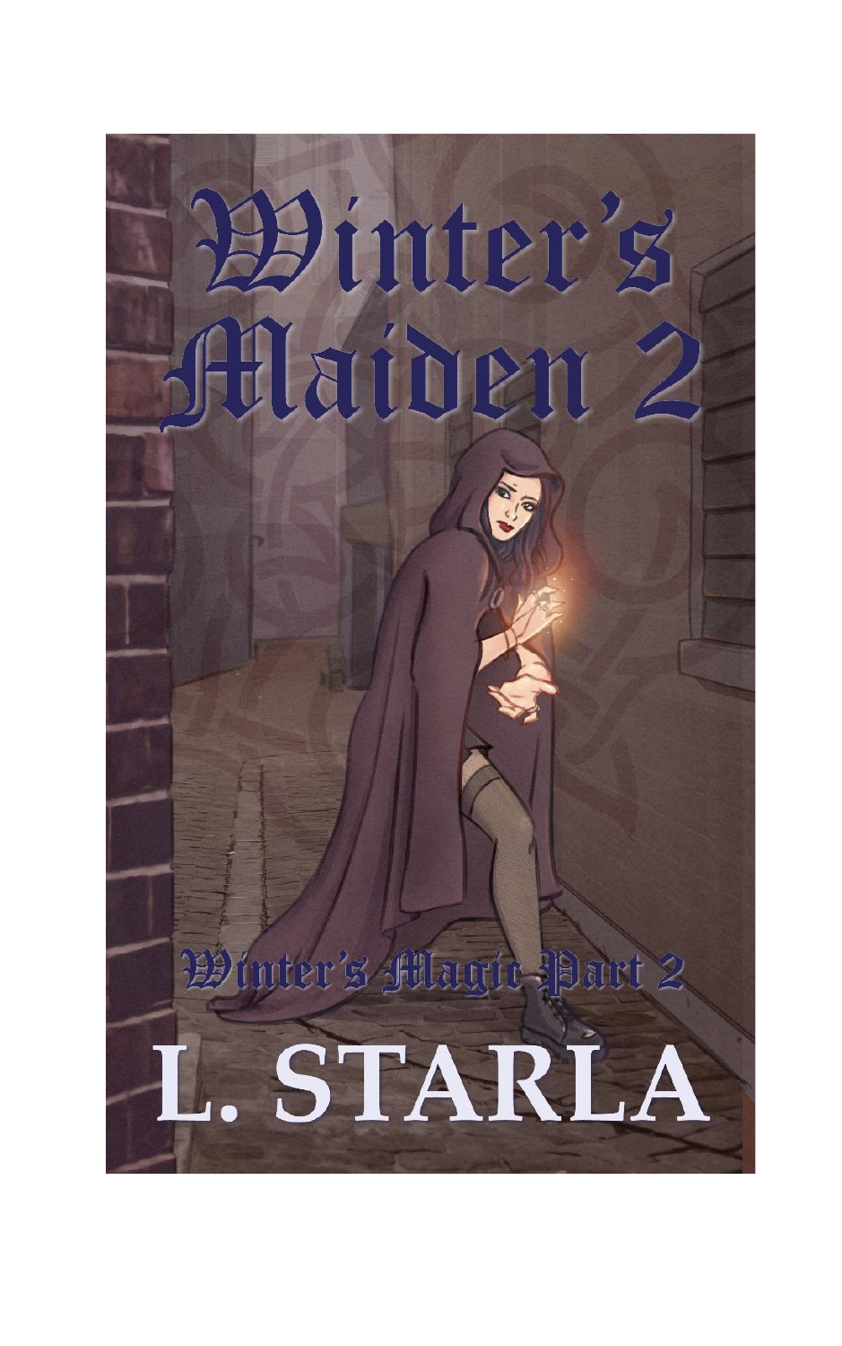# Winter's Maiden 2

## Winter's Magic Part 2

L. STARLA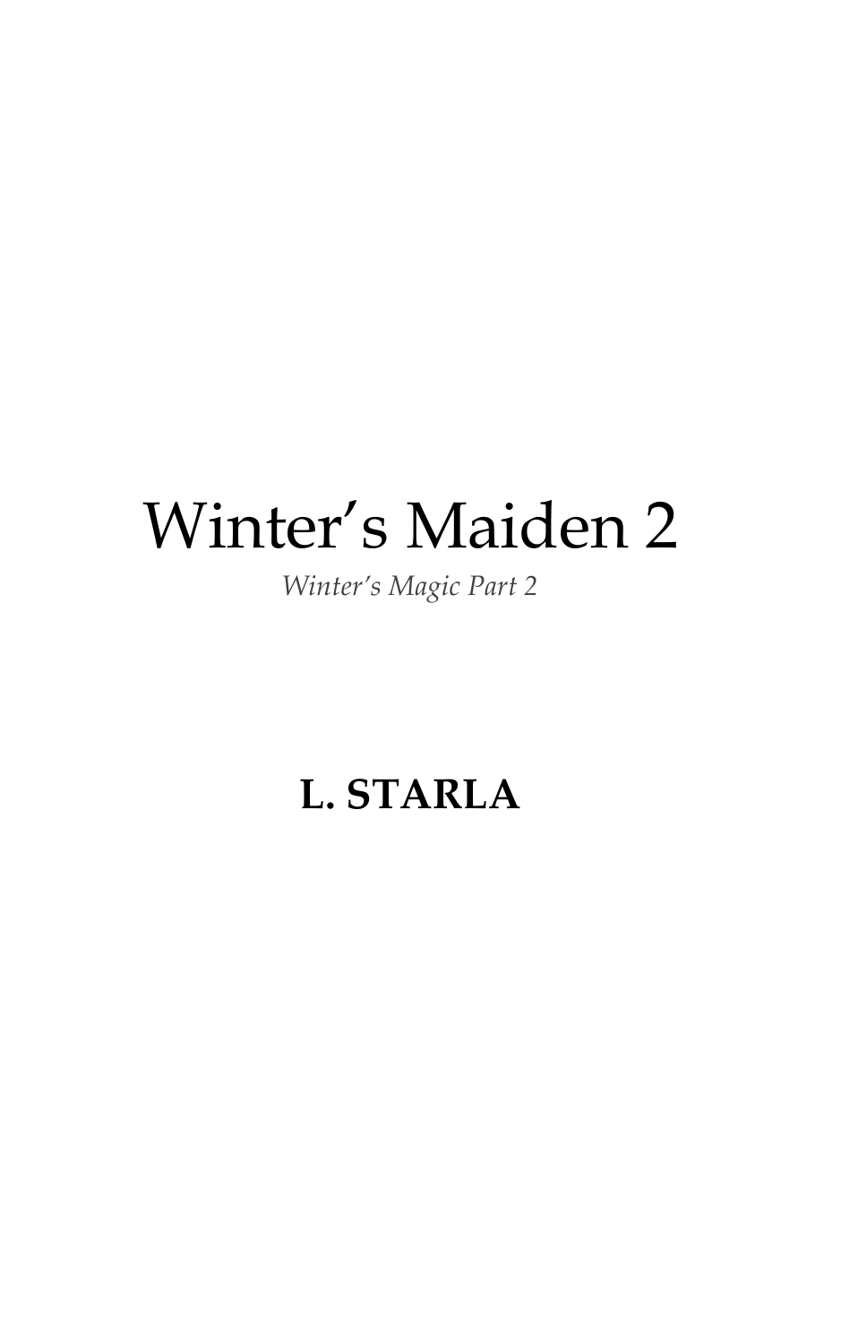# Winter’s Maiden 2

*Winter’s Magic Part 2*

**L. STARLA**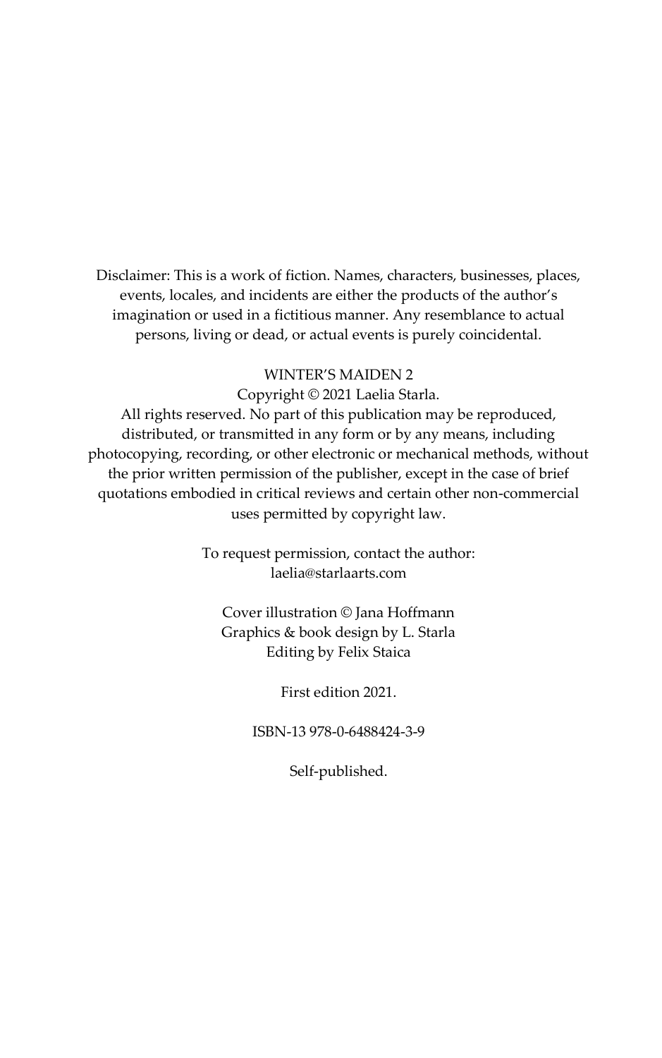Disclaimer: This is a work of fiction. Names, characters, businesses, places, events, locales, and incidents are either the products of the author's imagination or used in a fictitious manner. Any resemblance to actual persons, living or dead, or actual events is purely coincidental.

WINTER'S MAIDEN 2

Copyright © 2021 Laelia Starla.

All rights reserved. No part of this publication may be reproduced, distributed, or transmitted in any form or by any means, including photocopying, recording, or other electronic or mechanical methods, without the prior written permission of the publisher, except in the case of brief quotations embodied in critical reviews and certain other non-commercial uses permitted by copyright law.

To request permission, contact the author:
laelia@starlaarts.com

Cover illustration © Jana Hoffmann
Graphics & book design by L. Starla
Editing by Felix Staica

First edition 2021.

ISBN-13 978-0-6488424-3-9

Self-published.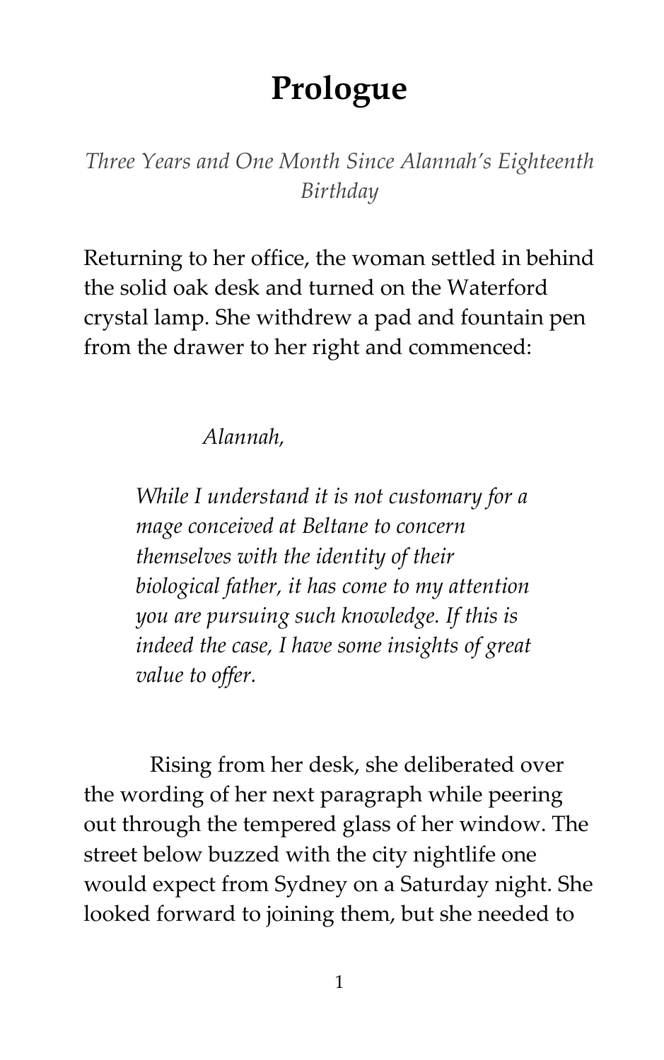# Prologue

*Three Years and One Month Since Alannah's Eighteenth Birthday*

Returning to her office, the woman settled in behind the solid oak desk and turned on the Waterford crystal lamp. She withdrew a pad and fountain pen from the drawer to her right and commenced:

> *Alannah,*
>
> *While I understand it is not customary for a mage conceived at Beltane to concern themselves with the identity of their biological father, it has come to my attention you are pursuing such knowledge. If this is indeed the case, I have some insights of great value to offer.*

Rising from her desk, she deliberated over the wording of her next paragraph while peering out through the tempered glass of her window. The street below buzzed with the city nightlife one would expect from Sydney on a Saturday night. She looked forward to joining them, but she needed to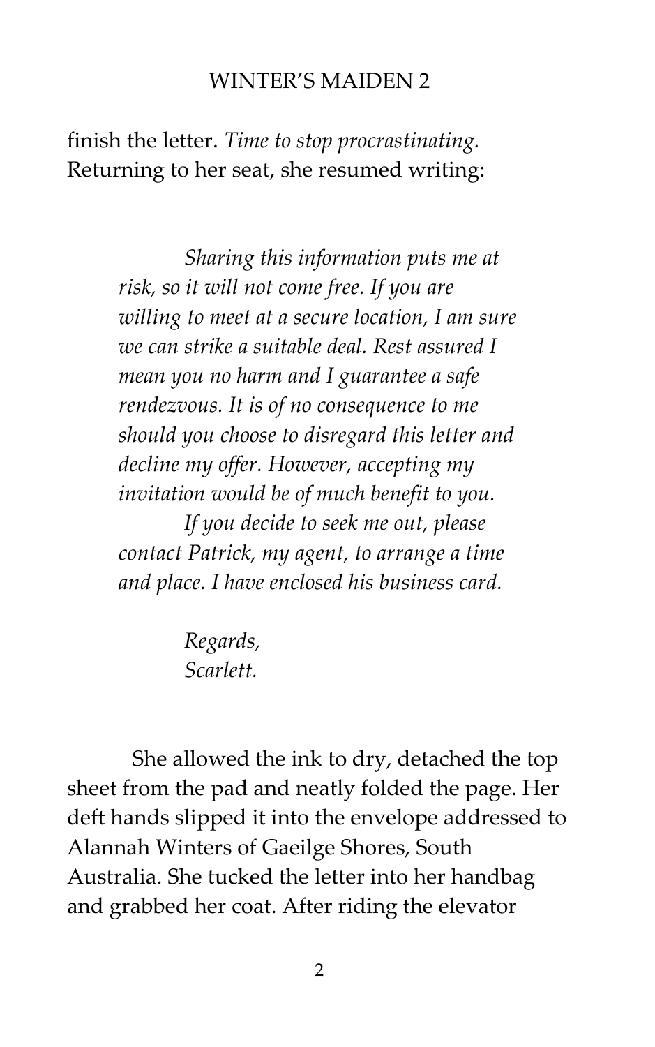finish the letter. *Time to stop procrastinating.* Returning to her seat, she resumed writing:

> *Sharing this information puts me at risk, so it will not come free. If you are willing to meet at a secure location, I am sure we can strike a suitable deal. Rest assured I mean you no harm and I guarantee a safe rendezvous. It is of no consequence to me should you choose to disregard this letter and decline my offer. However, accepting my invitation would be of much benefit to you.*
>
> *If you decide to seek me out, please contact Patrick, my agent, to arrange a time and place. I have enclosed his business card.*
>
> *Regards,*
> *Scarlett.*

She allowed the ink to dry, detached the top sheet from the pad and neatly folded the page. Her deft hands slipped it into the envelope addressed to Alannah Winters of Gaeilge Shores, South Australia. She tucked the letter into her handbag and grabbed her coat. After riding the elevator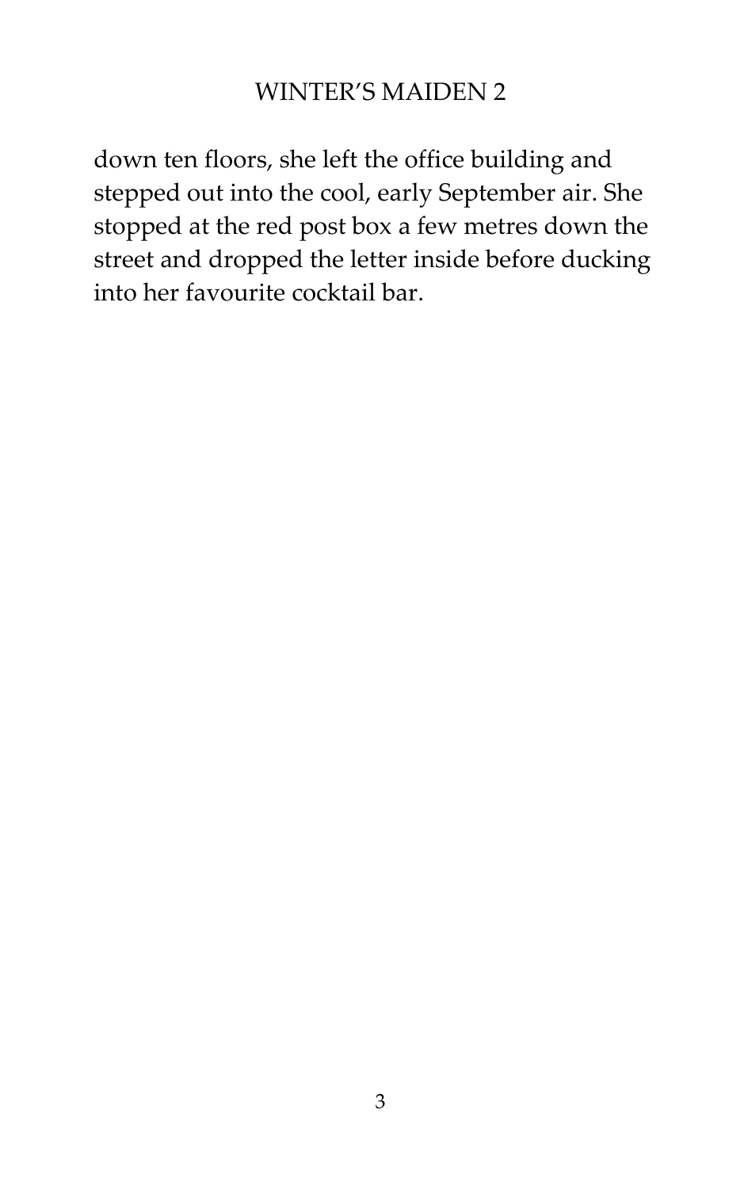down ten floors, she left the office building and stepped out into the cool, early September air. She stopped at the red post box a few metres down the street and dropped the letter inside before ducking into her favourite cocktail bar.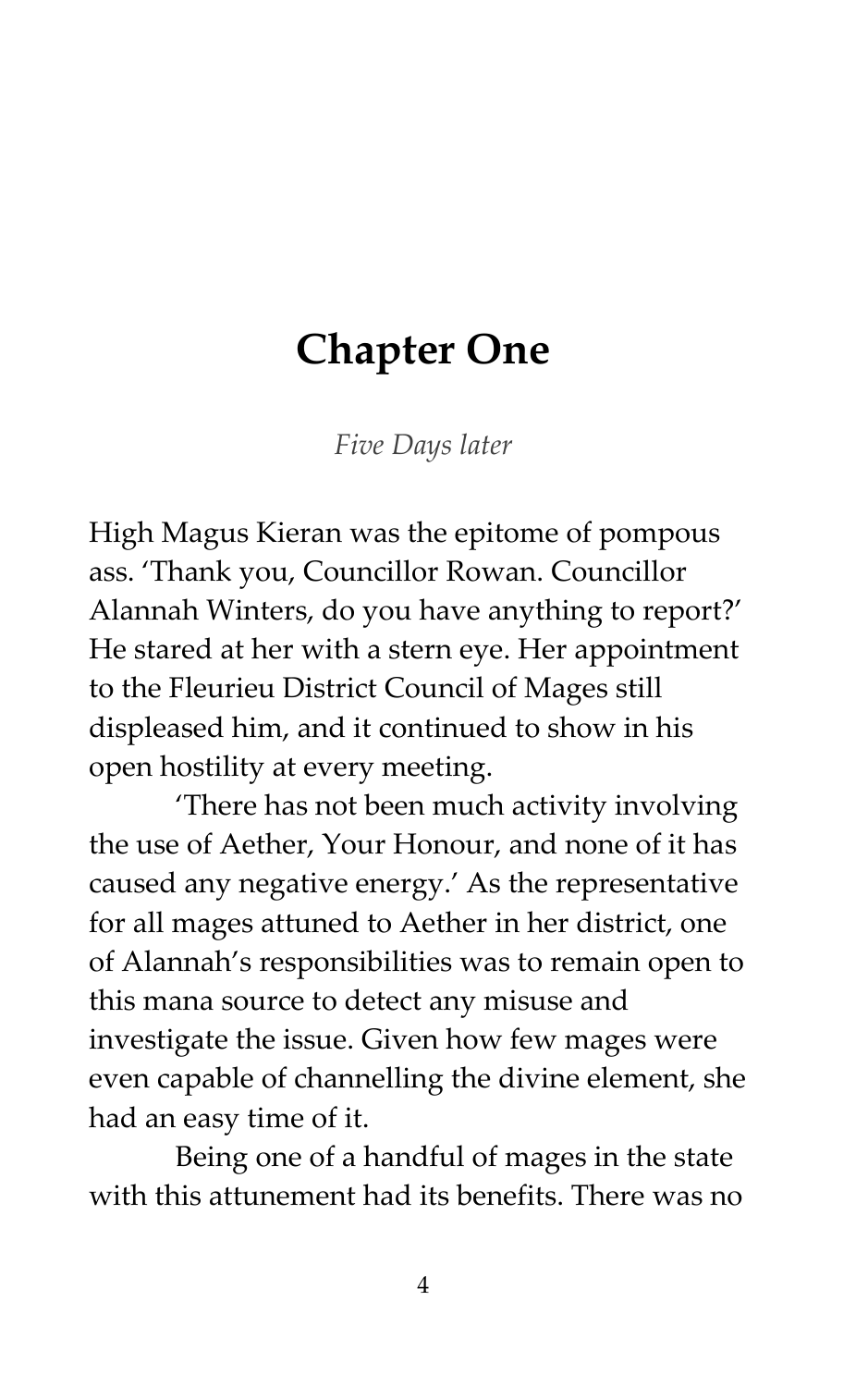# Chapter One

*Five Days later*

High Magus Kieran was the epitome of pompous ass. 'Thank you, Councillor Rowan. Councillor Alannah Winters, do you have anything to report?' He stared at her with a stern eye. Her appointment to the Fleurieu District Council of Mages still displeased him, and it continued to show in his open hostility at every meeting.

'There has not been much activity involving the use of Aether, Your Honour, and none of it has caused any negative energy.' As the representative for all mages attuned to Aether in her district, one of Alannah's responsibilities was to remain open to this mana source to detect any misuse and investigate the issue. Given how few mages were even capable of channelling the divine element, she had an easy time of it.

Being one of a handful of mages in the state with this attunement had its benefits. There was no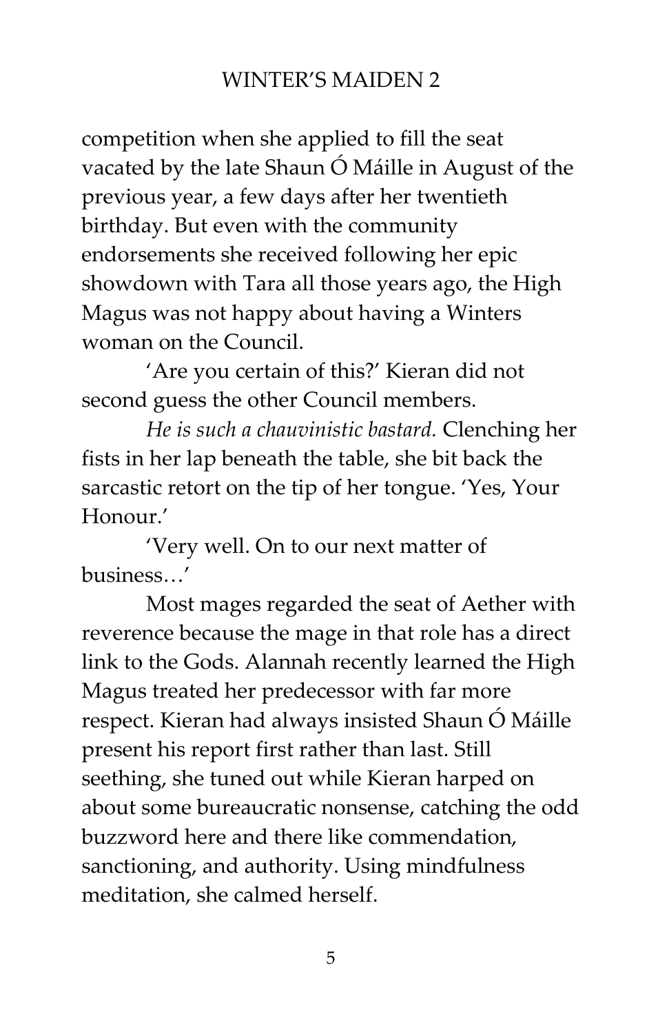competition when she applied to fill the seat vacated by the late Shaun Ó Máille in August of the previous year, a few days after her twentieth birthday. But even with the community endorsements she received following her epic showdown with Tara all those years ago, the High Magus was not happy about having a Winters woman on the Council.

'Are you certain of this?' Kieran did not second guess the other Council members.

*He is such a chauvinistic bastard.* Clenching her fists in her lap beneath the table, she bit back the sarcastic retort on the tip of her tongue. 'Yes, Your Honour.'

'Very well. On to our next matter of business…'

Most mages regarded the seat of Aether with reverence because the mage in that role has a direct link to the Gods. Alannah recently learned the High Magus treated her predecessor with far more respect. Kieran had always insisted Shaun Ó Máille present his report first rather than last. Still seething, she tuned out while Kieran harped on about some bureaucratic nonsense, catching the odd buzzword here and there like commendation, sanctioning, and authority. Using mindfulness meditation, she calmed herself.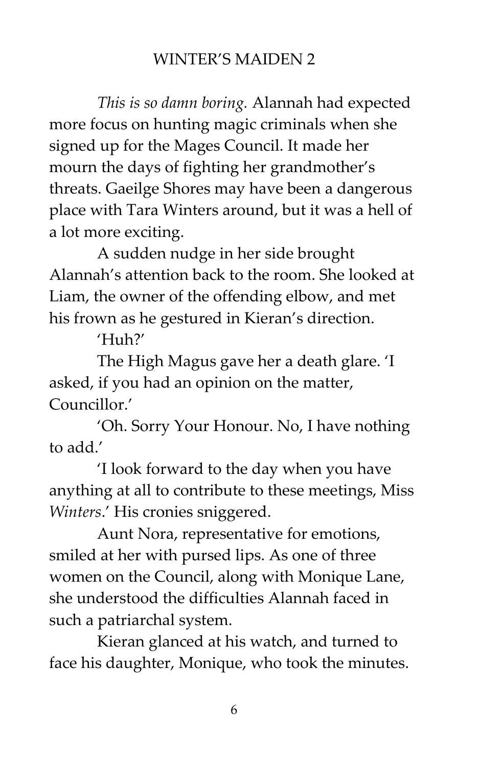*This is so damn boring.* Alannah had expected more focus on hunting magic criminals when she signed up for the Mages Council. It made her mourn the days of fighting her grandmother's threats. Gaeilge Shores may have been a dangerous place with Tara Winters around, but it was a hell of a lot more exciting.

A sudden nudge in her side brought Alannah's attention back to the room. She looked at Liam, the owner of the offending elbow, and met his frown as he gestured in Kieran's direction.

'Huh?'

The High Magus gave her a death glare. 'I asked, if you had an opinion on the matter, Councillor.'

'Oh. Sorry Your Honour. No, I have nothing to add.'

'I look forward to the day when you have anything at all to contribute to these meetings, Miss *Winters*.' His cronies sniggered.

Aunt Nora, representative for emotions, smiled at her with pursed lips. As one of three women on the Council, along with Monique Lane, she understood the difficulties Alannah faced in such a patriarchal system.

Kieran glanced at his watch, and turned to face his daughter, Monique, who took the minutes.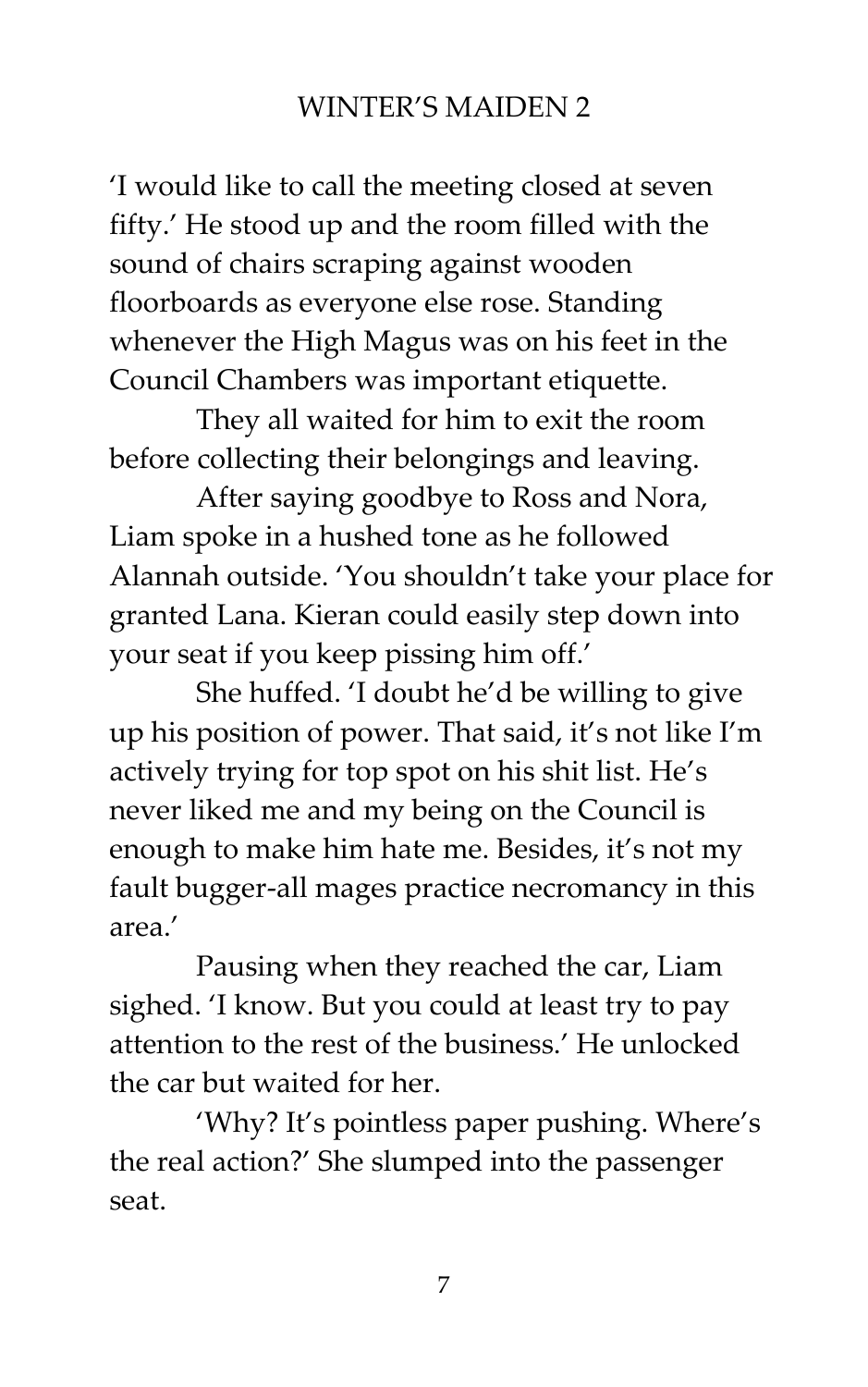'I would like to call the meeting closed at seven fifty.' He stood up and the room filled with the sound of chairs scraping against wooden floorboards as everyone else rose. Standing whenever the High Magus was on his feet in the Council Chambers was important etiquette.

They all waited for him to exit the room before collecting their belongings and leaving.

After saying goodbye to Ross and Nora, Liam spoke in a hushed tone as he followed Alannah outside. 'You shouldn't take your place for granted Lana. Kieran could easily step down into your seat if you keep pissing him off.'

She huffed. 'I doubt he'd be willing to give up his position of power. That said, it's not like I'm actively trying for top spot on his shit list. He's never liked me and my being on the Council is enough to make him hate me. Besides, it's not my fault bugger-all mages practice necromancy in this area.'

Pausing when they reached the car, Liam sighed. 'I know. But you could at least try to pay attention to the rest of the business.' He unlocked the car but waited for her.

'Why? It's pointless paper pushing. Where's the real action?' She slumped into the passenger seat.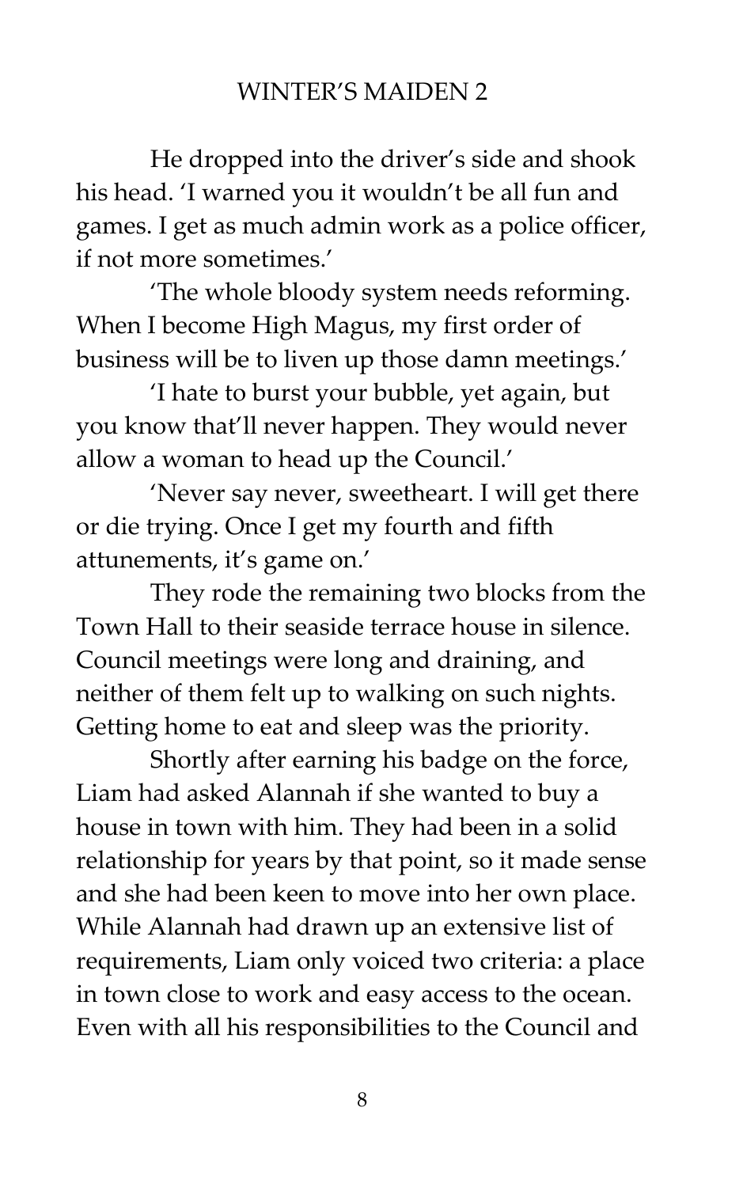He dropped into the driver's side and shook his head. 'I warned you it wouldn't be all fun and games. I get as much admin work as a police officer, if not more sometimes.'

'The whole bloody system needs reforming. When I become High Magus, my first order of business will be to liven up those damn meetings.'

'I hate to burst your bubble, yet again, but you know that'll never happen. They would never allow a woman to head up the Council.'

'Never say never, sweetheart. I will get there or die trying. Once I get my fourth and fifth attunements, it's game on.'

They rode the remaining two blocks from the Town Hall to their seaside terrace house in silence. Council meetings were long and draining, and neither of them felt up to walking on such nights. Getting home to eat and sleep was the priority.

Shortly after earning his badge on the force, Liam had asked Alannah if she wanted to buy a house in town with him. They had been in a solid relationship for years by that point, so it made sense and she had been keen to move into her own place. While Alannah had drawn up an extensive list of requirements, Liam only voiced two criteria: a place in town close to work and easy access to the ocean. Even with all his responsibilities to the Council and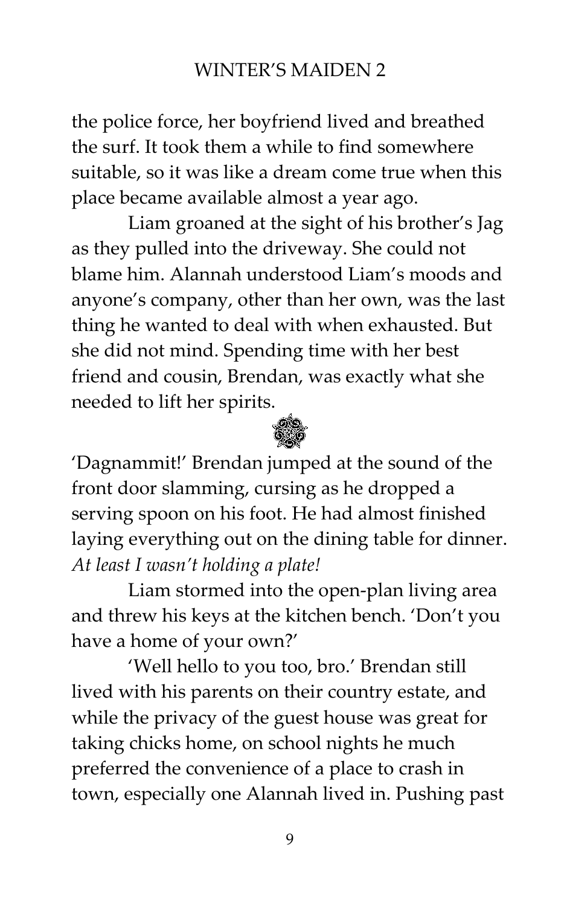the police force, her boyfriend lived and breathed the surf. It took them a while to find somewhere suitable, so it was like a dream come true when this place became available almost a year ago.

Liam groaned at the sight of his brother's Jag as they pulled into the driveway. She could not blame him. Alannah understood Liam's moods and anyone's company, other than her own, was the last thing he wanted to deal with when exhausted. But she did not mind. Spending time with her best friend and cousin, Brendan, was exactly what she needed to lift her spirits.

'Dagnammit!' Brendan jumped at the sound of the front door slamming, cursing as he dropped a serving spoon on his foot. He had almost finished laying everything out on the dining table for dinner. *At least I wasn't holding a plate!*

Liam stormed into the open-plan living area and threw his keys at the kitchen bench. 'Don't you have a home of your own?'

'Well hello to you too, bro.' Brendan still lived with his parents on their country estate, and while the privacy of the guest house was great for taking chicks home, on school nights he much preferred the convenience of a place to crash in town, especially one Alannah lived in. Pushing past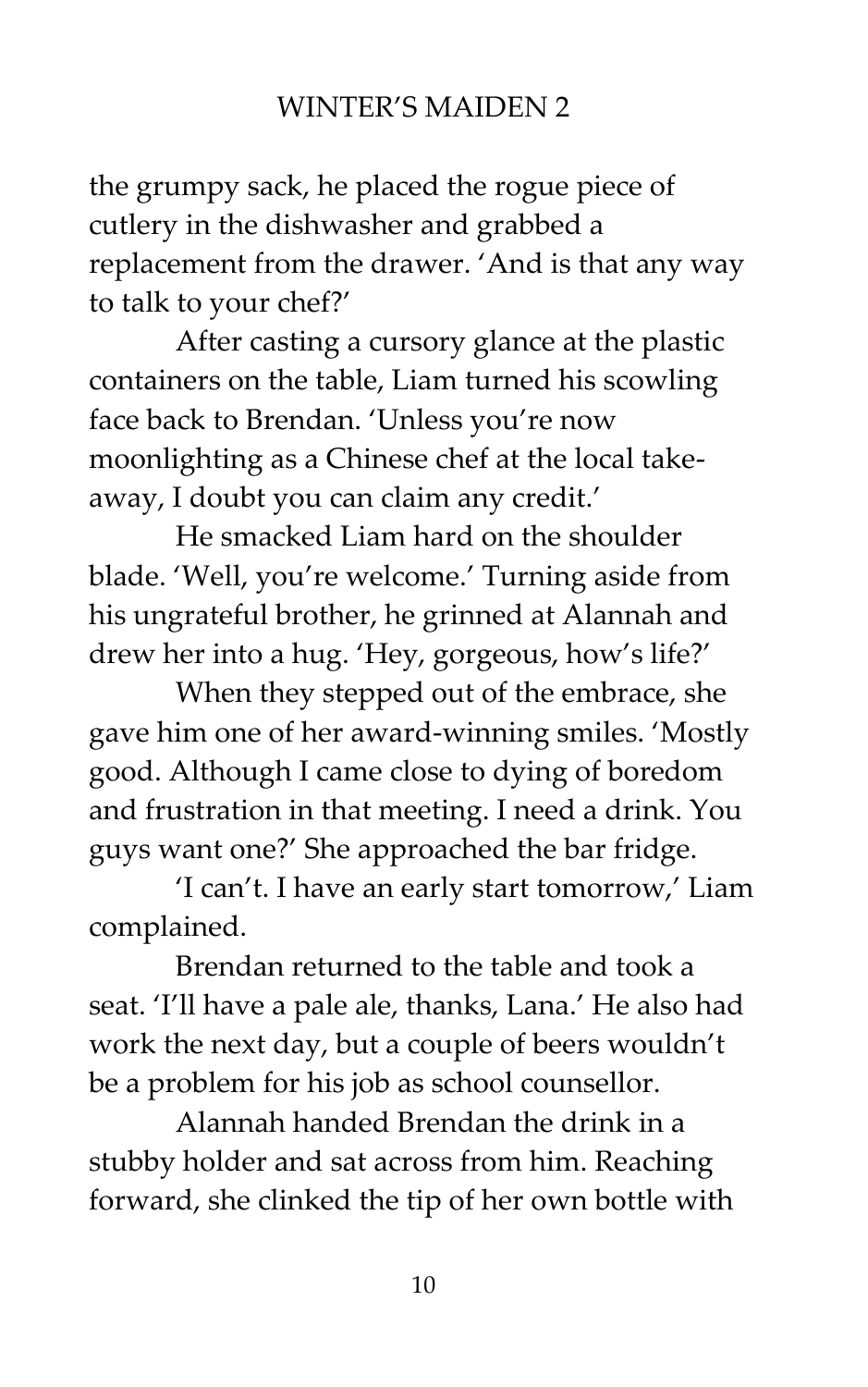the grumpy sack, he placed the rogue piece of cutlery in the dishwasher and grabbed a replacement from the drawer. 'And is that any way to talk to your chef?'

After casting a cursory glance at the plastic containers on the table, Liam turned his scowling face back to Brendan. 'Unless you're now moonlighting as a Chinese chef at the local take-away, I doubt you can claim any credit.'

He smacked Liam hard on the shoulder blade. 'Well, you're welcome.' Turning aside from his ungrateful brother, he grinned at Alannah and drew her into a hug. 'Hey, gorgeous, how's life?'

When they stepped out of the embrace, she gave him one of her award-winning smiles. 'Mostly good. Although I came close to dying of boredom and frustration in that meeting. I need a drink. You guys want one?' She approached the bar fridge.

'I can't. I have an early start tomorrow,' Liam complained.

Brendan returned to the table and took a seat. 'I'll have a pale ale, thanks, Lana.' He also had work the next day, but a couple of beers wouldn't be a problem for his job as school counsellor.

Alannah handed Brendan the drink in a stubby holder and sat across from him. Reaching forward, she clinked the tip of her own bottle with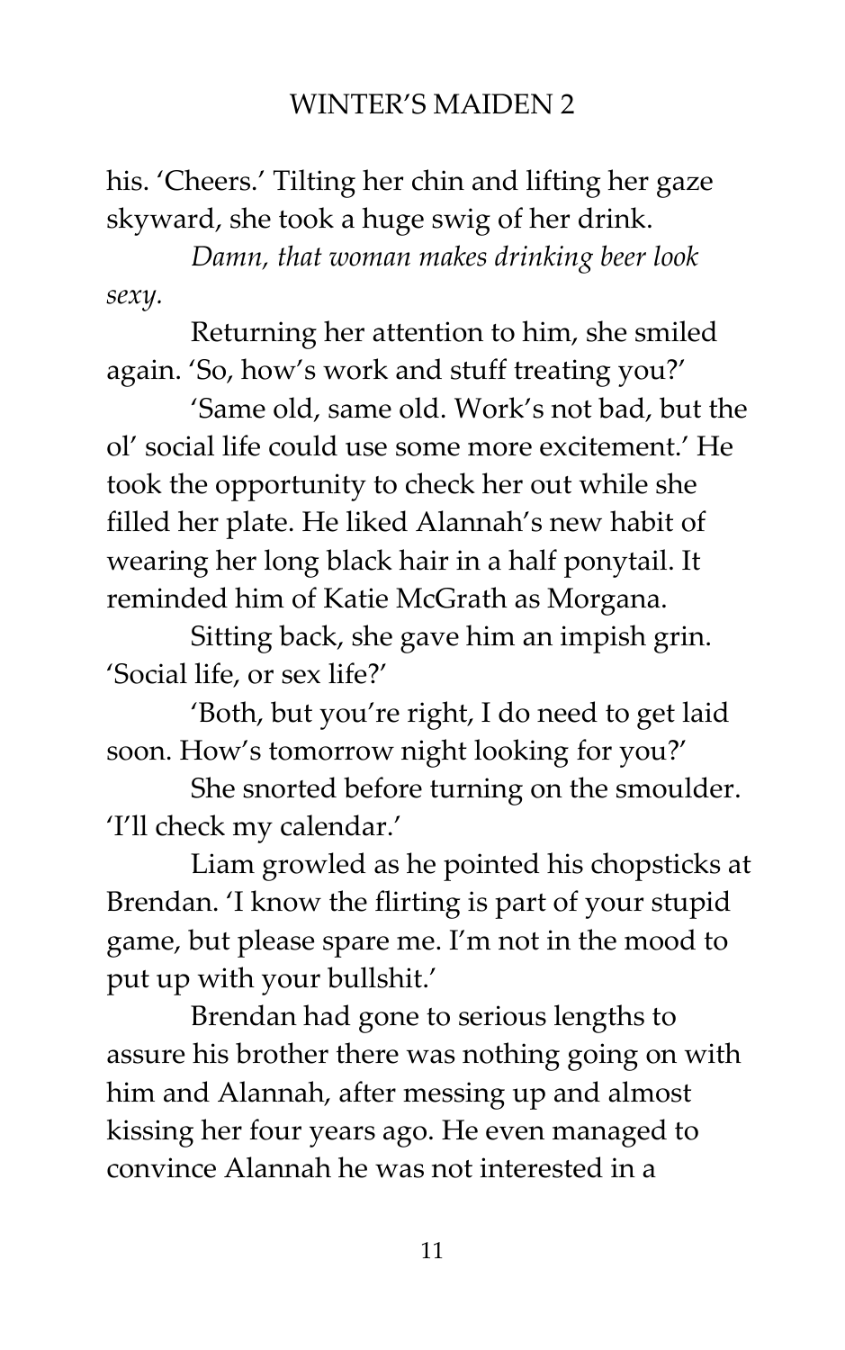his. 'Cheers.' Tilting her chin and lifting her gaze skyward, she took a huge swig of her drink.

*Damn, that woman makes drinking beer look sexy.*

Returning her attention to him, she smiled again. 'So, how's work and stuff treating you?'

'Same old, same old. Work's not bad, but the ol' social life could use some more excitement.' He took the opportunity to check her out while she filled her plate. He liked Alannah's new habit of wearing her long black hair in a half ponytail. It reminded him of Katie McGrath as Morgana.

Sitting back, she gave him an impish grin. 'Social life, or sex life?'

'Both, but you're right, I do need to get laid soon. How's tomorrow night looking for you?'

She snorted before turning on the smoulder. 'I'll check my calendar.'

Liam growled as he pointed his chopsticks at Brendan. 'I know the flirting is part of your stupid game, but please spare me. I'm not in the mood to put up with your bullshit.'

Brendan had gone to serious lengths to assure his brother there was nothing going on with him and Alannah, after messing up and almost kissing her four years ago. He even managed to convince Alannah he was not interested in a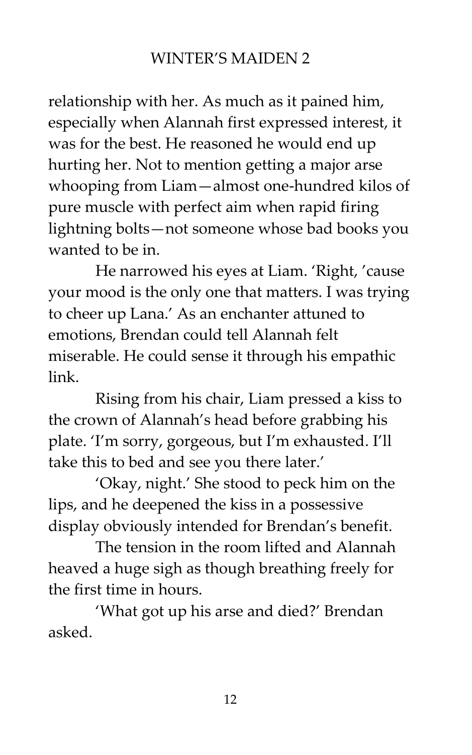relationship with her. As much as it pained him, especially when Alannah first expressed interest, it was for the best. He reasoned he would end up hurting her. Not to mention getting a major arse whooping from Liam—almost one-hundred kilos of pure muscle with perfect aim when rapid firing lightning bolts—not someone whose bad books you wanted to be in.

He narrowed his eyes at Liam. 'Right, 'cause your mood is the only one that matters. I was trying to cheer up Lana.' As an enchanter attuned to emotions, Brendan could tell Alannah felt miserable. He could sense it through his empathic link.

Rising from his chair, Liam pressed a kiss to the crown of Alannah's head before grabbing his plate. 'I'm sorry, gorgeous, but I'm exhausted. I'll take this to bed and see you there later.'

'Okay, night.' She stood to peck him on the lips, and he deepened the kiss in a possessive display obviously intended for Brendan's benefit.

The tension in the room lifted and Alannah heaved a huge sigh as though breathing freely for the first time in hours.

'What got up his arse and died?' Brendan asked.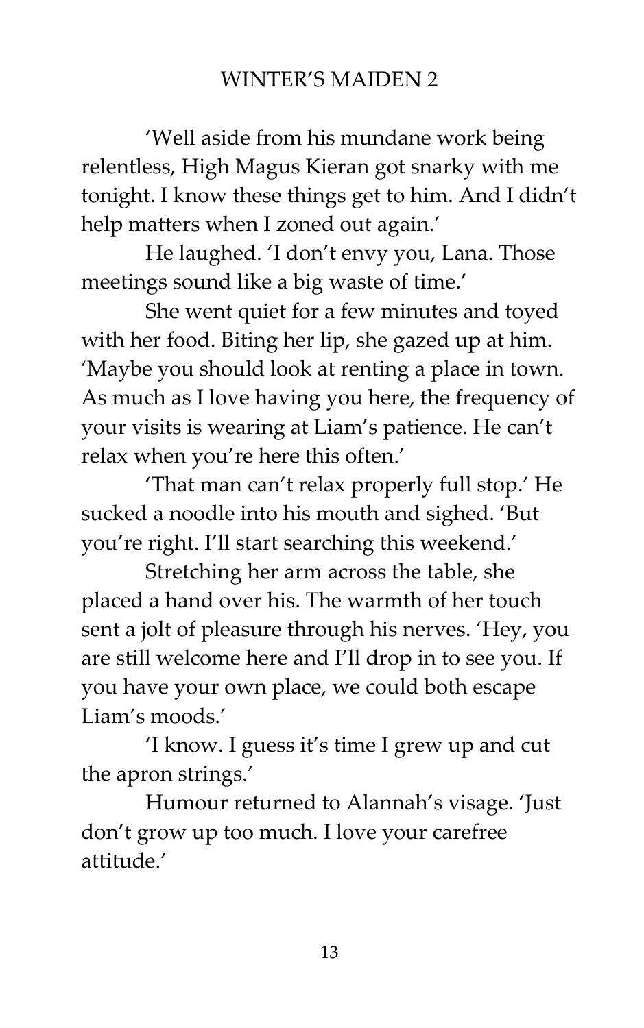'Well aside from his mundane work being relentless, High Magus Kieran got snarky with me tonight. I know these things get to him. And I didn't help matters when I zoned out again.'

He laughed. 'I don't envy you, Lana. Those meetings sound like a big waste of time.'

She went quiet for a few minutes and toyed with her food. Biting her lip, she gazed up at him. 'Maybe you should look at renting a place in town. As much as I love having you here, the frequency of your visits is wearing at Liam's patience. He can't relax when you're here this often.'

'That man can't relax properly full stop.' He sucked a noodle into his mouth and sighed. 'But you're right. I'll start searching this weekend.'

Stretching her arm across the table, she placed a hand over his. The warmth of her touch sent a jolt of pleasure through his nerves. 'Hey, you are still welcome here and I'll drop in to see you. If you have your own place, we could both escape Liam's moods.'

'I know. I guess it's time I grew up and cut the apron strings.'

Humour returned to Alannah's visage. 'Just don't grow up too much. I love your carefree attitude.'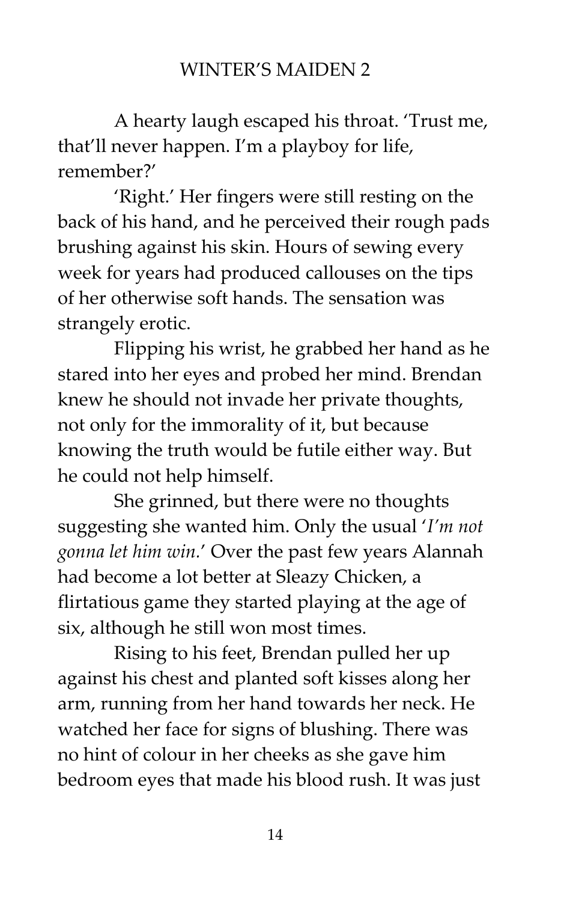A hearty laugh escaped his throat. 'Trust me, that'll never happen. I'm a playboy for life, remember?'

'Right.' Her fingers were still resting on the back of his hand, and he perceived their rough pads brushing against his skin. Hours of sewing every week for years had produced callouses on the tips of her otherwise soft hands. The sensation was strangely erotic.

Flipping his wrist, he grabbed her hand as he stared into her eyes and probed her mind. Brendan knew he should not invade her private thoughts, not only for the immorality of it, but because knowing the truth would be futile either way. But he could not help himself.

She grinned, but there were no thoughts suggesting she wanted him. Only the usual '*I'm not gonna let him win.*' Over the past few years Alannah had become a lot better at Sleazy Chicken, a flirtatious game they started playing at the age of six, although he still won most times.

Rising to his feet, Brendan pulled her up against his chest and planted soft kisses along her arm, running from her hand towards her neck. He watched her face for signs of blushing. There was no hint of colour in her cheeks as she gave him bedroom eyes that made his blood rush. It was just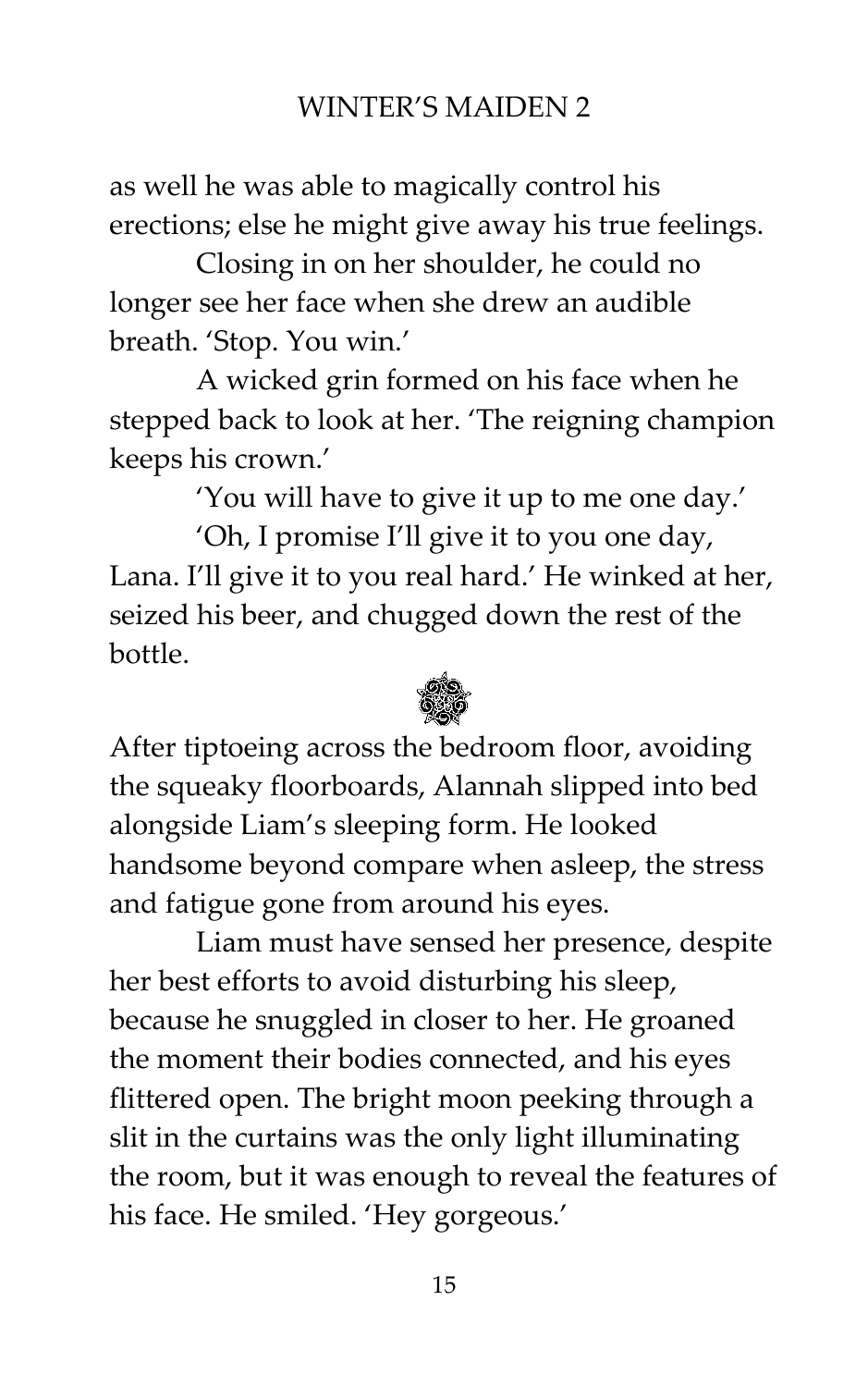as well he was able to magically control his erections; else he might give away his true feelings.

Closing in on her shoulder, he could no longer see her face when she drew an audible breath. 'Stop. You win.'

A wicked grin formed on his face when he stepped back to look at her. 'The reigning champion keeps his crown.'

'You will have to give it up to me one day.'

'Oh, I promise I'll give it to you one day, Lana. I'll give it to you real hard.' He winked at her, seized his beer, and chugged down the rest of the bottle.

After tiptoeing across the bedroom floor, avoiding the squeaky floorboards, Alannah slipped into bed alongside Liam's sleeping form. He looked handsome beyond compare when asleep, the stress and fatigue gone from around his eyes.

Liam must have sensed her presence, despite her best efforts to avoid disturbing his sleep, because he snuggled in closer to her. He groaned the moment their bodies connected, and his eyes flittered open. The bright moon peeking through a slit in the curtains was the only light illuminating the room, but it was enough to reveal the features of his face. He smiled. 'Hey gorgeous.'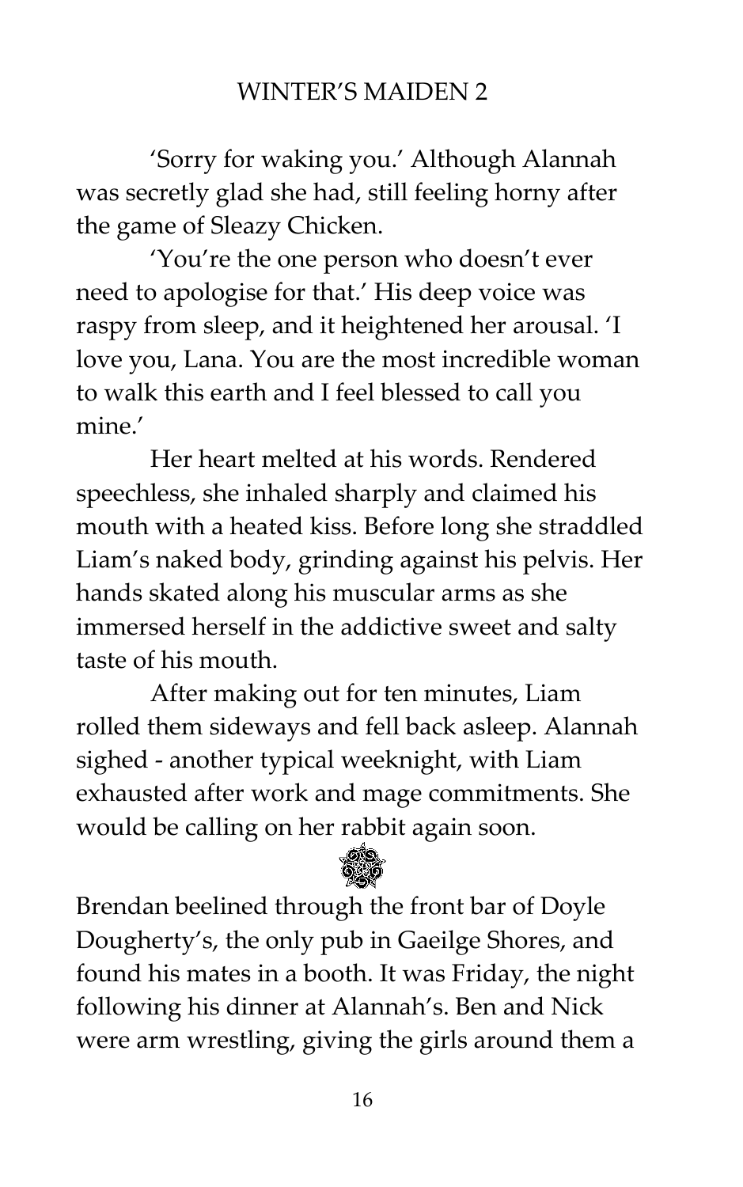'Sorry for waking you.' Although Alannah was secretly glad she had, still feeling horny after the game of Sleazy Chicken.

'You're the one person who doesn't ever need to apologise for that.' His deep voice was raspy from sleep, and it heightened her arousal. 'I love you, Lana. You are the most incredible woman to walk this earth and I feel blessed to call you mine.'

Her heart melted at his words. Rendered speechless, she inhaled sharply and claimed his mouth with a heated kiss. Before long she straddled Liam's naked body, grinding against his pelvis. Her hands skated along his muscular arms as she immersed herself in the addictive sweet and salty taste of his mouth.

After making out for ten minutes, Liam rolled them sideways and fell back asleep. Alannah sighed - another typical weeknight, with Liam exhausted after work and mage commitments. She would be calling on her rabbit again soon.

Brendan beelined through the front bar of Doyle Dougherty's, the only pub in Gaeilge Shores, and found his mates in a booth. It was Friday, the night following his dinner at Alannah's. Ben and Nick were arm wrestling, giving the girls around them a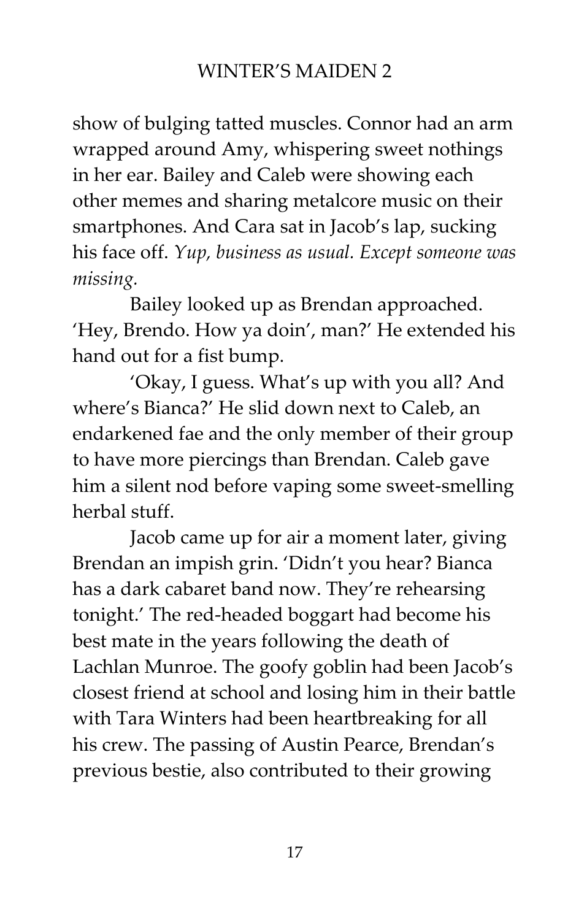show of bulging tatted muscles. Connor had an arm wrapped around Amy, whispering sweet nothings in her ear. Bailey and Caleb were showing each other memes and sharing metalcore music on their smartphones. And Cara sat in Jacob's lap, sucking his face off. *Yup, business as usual. Except someone was missing.*

Bailey looked up as Brendan approached. 'Hey, Brendo. How ya doin', man?' He extended his hand out for a fist bump.

'Okay, I guess. What's up with you all? And where's Bianca?' He slid down next to Caleb, an endarkened fae and the only member of their group to have more piercings than Brendan. Caleb gave him a silent nod before vaping some sweet-smelling herbal stuff.

Jacob came up for air a moment later, giving Brendan an impish grin. 'Didn't you hear? Bianca has a dark cabaret band now. They're rehearsing tonight.' The red-headed boggart had become his best mate in the years following the death of Lachlan Munroe. The goofy goblin had been Jacob's closest friend at school and losing him in their battle with Tara Winters had been heartbreaking for all his crew. The passing of Austin Pearce, Brendan's previous bestie, also contributed to their growing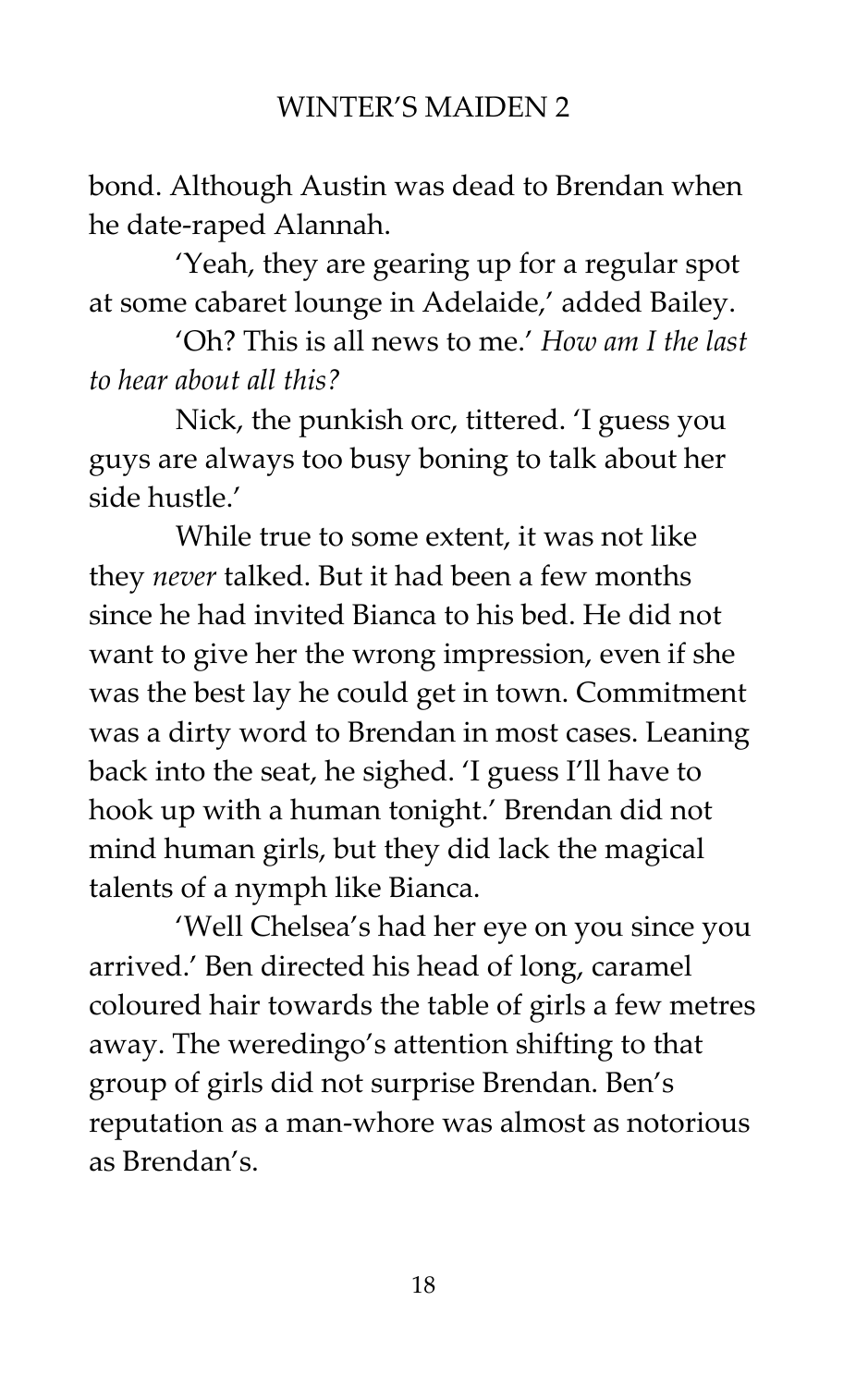bond. Although Austin was dead to Brendan when he date-raped Alannah.

'Yeah, they are gearing up for a regular spot at some cabaret lounge in Adelaide,' added Bailey.

'Oh? This is all news to me.' *How am I the last to hear about all this?*

Nick, the punkish orc, tittered. 'I guess you guys are always too busy boning to talk about her side hustle.'

While true to some extent, it was not like they *never* talked. But it had been a few months since he had invited Bianca to his bed. He did not want to give her the wrong impression, even if she was the best lay he could get in town. Commitment was a dirty word to Brendan in most cases. Leaning back into the seat, he sighed. 'I guess I'll have to hook up with a human tonight.' Brendan did not mind human girls, but they did lack the magical talents of a nymph like Bianca.

'Well Chelsea's had her eye on you since you arrived.' Ben directed his head of long, caramel coloured hair towards the table of girls a few metres away. The weredingo's attention shifting to that group of girls did not surprise Brendan. Ben's reputation as a man-whore was almost as notorious as Brendan's.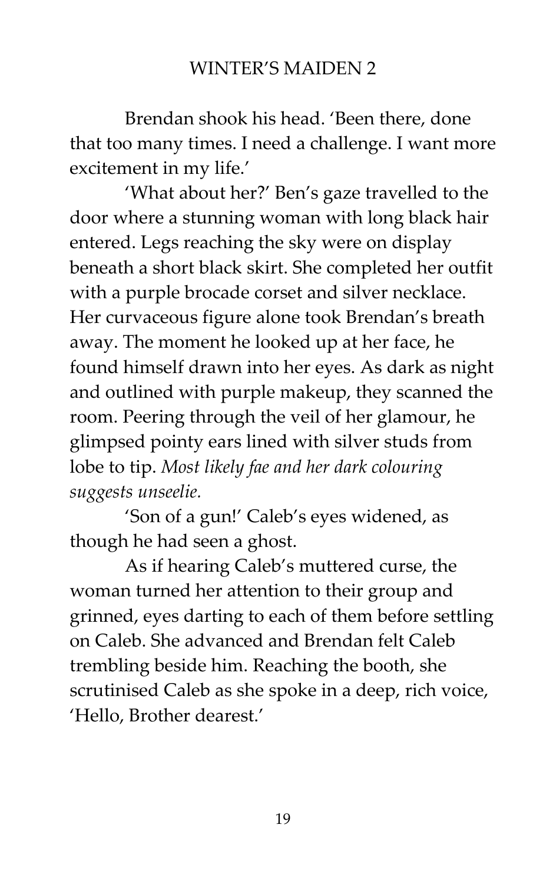Brendan shook his head. 'Been there, done that too many times. I need a challenge. I want more excitement in my life.'

'What about her?' Ben's gaze travelled to the door where a stunning woman with long black hair entered. Legs reaching the sky were on display beneath a short black skirt. She completed her outfit with a purple brocade corset and silver necklace. Her curvaceous figure alone took Brendan's breath away. The moment he looked up at her face, he found himself drawn into her eyes. As dark as night and outlined with purple makeup, they scanned the room. Peering through the veil of her glamour, he glimpsed pointy ears lined with silver studs from lobe to tip. *Most likely fae and her dark colouring suggests unseelie.*

'Son of a gun!' Caleb's eyes widened, as though he had seen a ghost.

As if hearing Caleb's muttered curse, the woman turned her attention to their group and grinned, eyes darting to each of them before settling on Caleb. She advanced and Brendan felt Caleb trembling beside him. Reaching the booth, she scrutinised Caleb as she spoke in a deep, rich voice, 'Hello, Brother dearest.'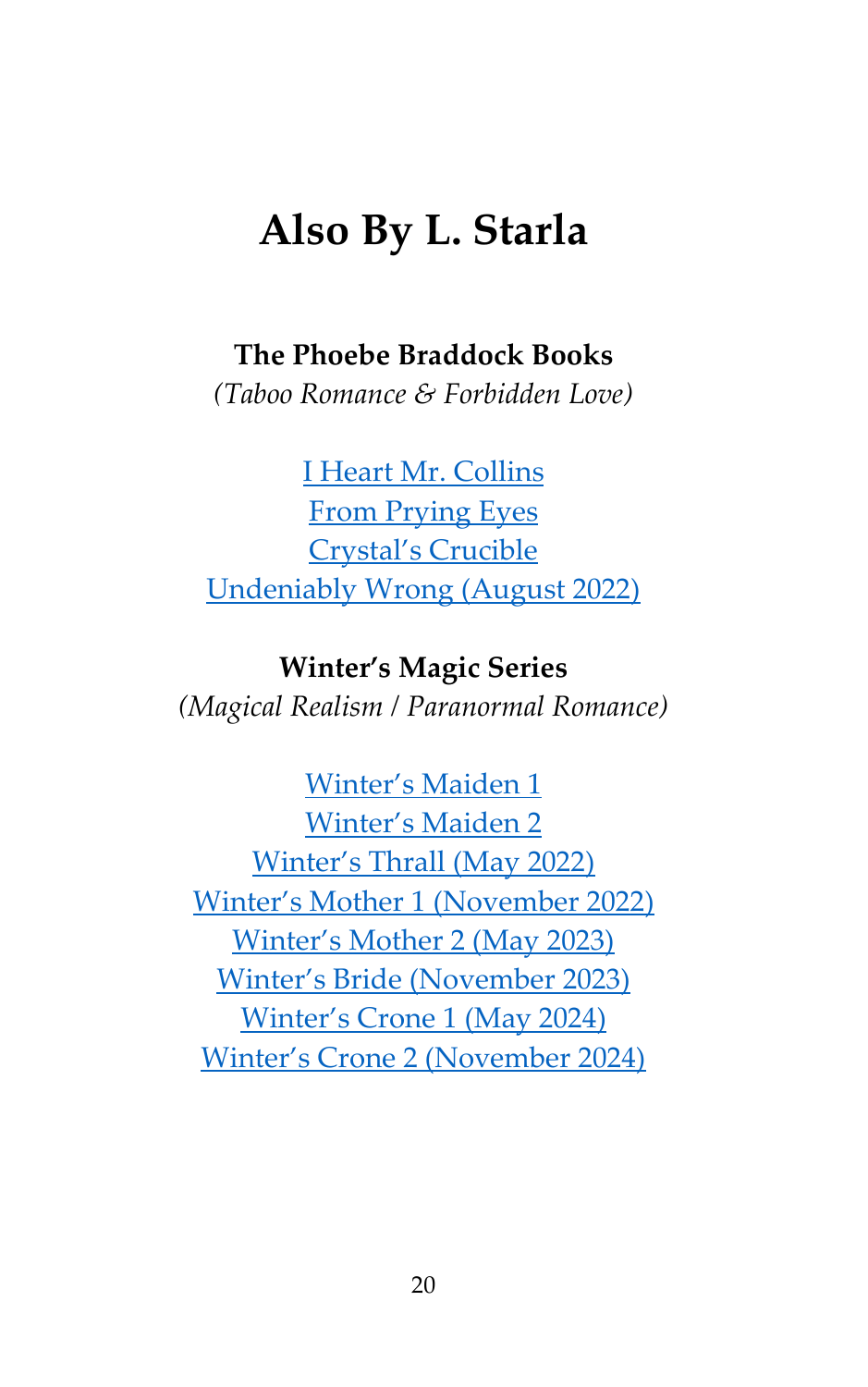# Also By L. Starla

**The Phoebe Braddock Books**

*(Taboo Romance & Forbidden Love)*

I Heart Mr. Collins
From Prying Eyes
Crystal's Crucible
Undeniably Wrong (August 2022)

**Winter's Magic Series**

*(Magical Realism / Paranormal Romance)*

Winter's Maiden 1
Winter's Maiden 2
Winter's Thrall (May 2022)
Winter's Mother 1 (November 2022)
Winter's Mother 2 (May 2023)
Winter's Bride (November 2023)
Winter's Crone 1 (May 2024)
Winter's Crone 2 (November 2024)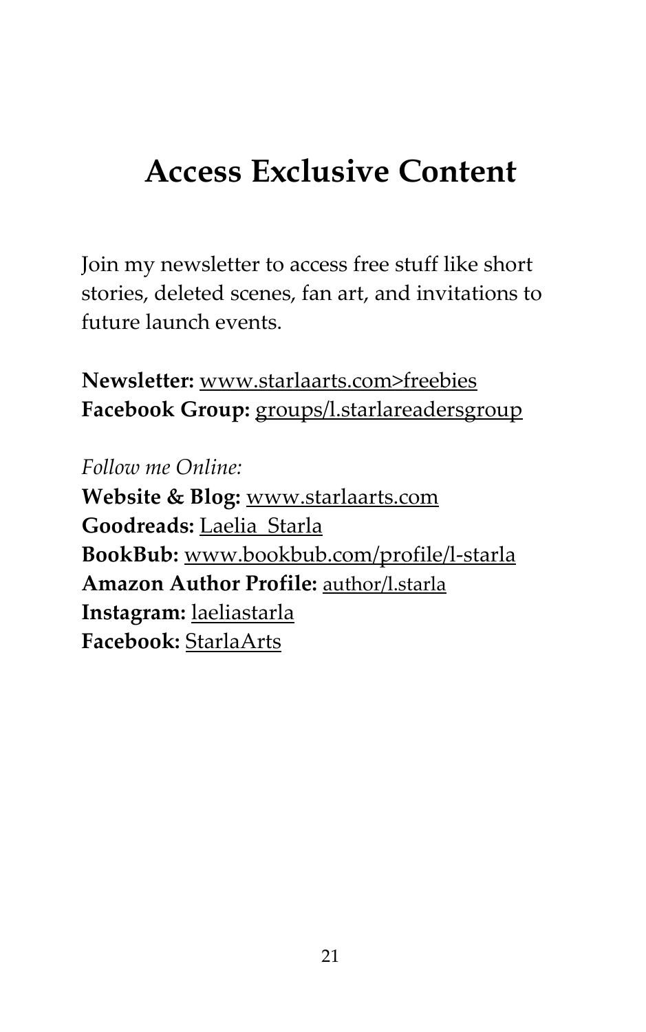# Access Exclusive Content

Join my newsletter to access free stuff like short stories, deleted scenes, fan art, and invitations to future launch events.

**Newsletter:** www.starlaarts.com>freebies
**Facebook Group:** groups/l.starlareadersgroup

*Follow me Online:*
**Website & Blog:** www.starlaarts.com
**Goodreads:** Laelia_Starla
**BookBub:** www.bookbub.com/profile/l-starla
**Amazon Author Profile:** author/l.starla
**Instagram:** laeliastarla
**Facebook:** StarlaArts